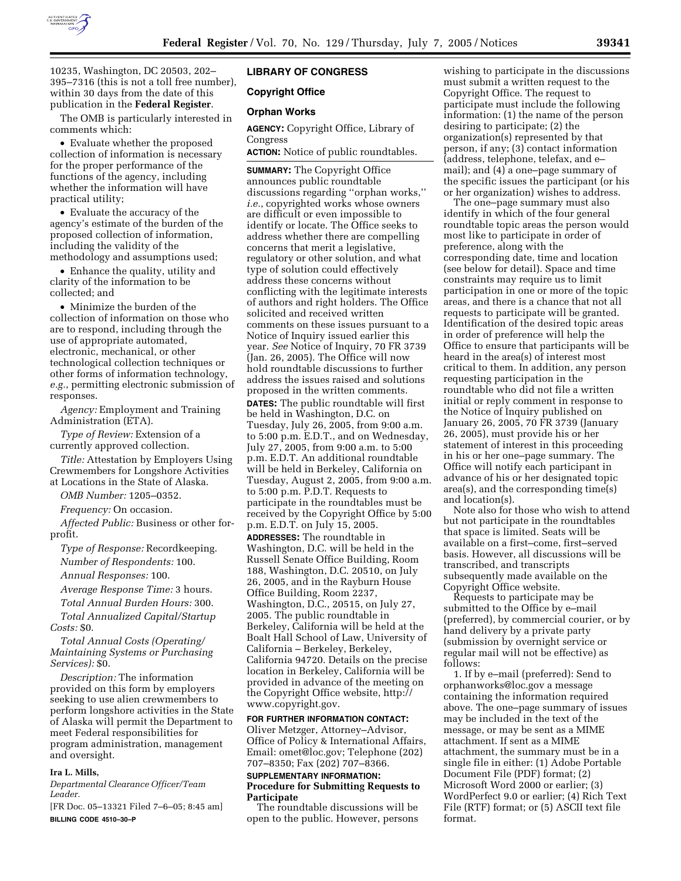10235, Washington, DC 20503, 202–395–7316 (this is not a toll free number), within 30 days from the date of this publication in the **Federal Register**.

The OMB is particularly interested in comments which:

- Evaluate whether the proposed collection of information is necessary for the proper performance of the functions of the agency, including whether the information will have practical utility;
- Evaluate the accuracy of the agency's estimate of the burden of the proposed collection of information, including the validity of the methodology and assumptions used;
- Enhance the quality, utility and clarity of the information to be collected; and
- Minimize the burden of the collection of information on those who are to respond, including through the use of appropriate automated, electronic, mechanical, or other technological collection techniques or other forms of information technology, *e.g.*, permitting electronic submission of responses.

*Agency:* Employment and Training Administration (ETA).

*Type of Review:* Extension of a currently approved collection.

*Title:* Attestation by Employers Using Crewmembers for Longshore Activities at Locations in the State of Alaska.

*OMB Number:* 1205–0352.

*Frequency:* On occasion.

*Affected Public:* Business or other for-profit.

*Type of Response:* Recordkeeping.

*Number of Respondents:* 100.

*Annual Responses:* 100.

*Average Response Time:* 3 hours.

*Total Annual Burden Hours:* 300.

*Total Annualized Capital/Startup Costs:* $0.

*Total Annual Costs (Operating/Maintaining Systems or Purchasing Services):* $0.

*Description:* The information provided on this form by employers seeking to use alien crewmembers to perform longshore activities in the State of Alaska will permit the Department to meet Federal responsibilities for program administration, management and oversight.

**Ira L. Mills,**

*Departmental Clearance Officer/Team Leader.*

[FR Doc. 05–13321 Filed 7–6–05; 8:45 am]

**BILLING CODE 4510–30–P**

## LIBRARY OF CONGRESS

### Copyright Office

### Orphan Works

**AGENCY:** Copyright Office, Library of Congress

**ACTION:** Notice of public roundtables.

**SUMMARY:** The Copyright Office announces public roundtable discussions regarding ''orphan works,'' *i.e.*, copyrighted works whose owners are difficult or even impossible to identify or locate. The Office seeks to address whether there are compelling concerns that merit a legislative, regulatory or other solution, and what type of solution could effectively address these concerns without conflicting with the legitimate interests of authors and right holders. The Office solicited and received written comments on these issues pursuant to a Notice of Inquiry issued earlier this year. *See* Notice of Inquiry, 70 FR 3739 (Jan. 26, 2005). The Office will now hold roundtable discussions to further address the issues raised and solutions proposed in the written comments.

**DATES:** The public roundtable will first be held in Washington, D.C. on Tuesday, July 26, 2005, from 9:00 a.m. to 5:00 p.m. E.D.T., and on Wednesday, July 27, 2005, from 9:00 a.m. to 5:00 p.m. E.D.T. An additional roundtable will be held in Berkeley, California on Tuesday, August 2, 2005, from 9:00 a.m. to 5:00 p.m. P.D.T. Requests to participate in the roundtables must be received by the Copyright Office by 5:00 p.m. E.D.T. on July 15, 2005.

**ADDRESSES:** The roundtable in Washington, D.C. will be held in the Russell Senate Office Building, Room 188, Washington, D.C. 20510, on July 26, 2005, and in the Rayburn House Office Building, Room 2237, Washington, D.C., 20515, on July 27, 2005. The public roundtable in Berkeley, California will be held at the Boalt Hall School of Law, University of California – Berkeley, Berkeley, California 94720. Details on the precise location in Berkeley, California will be provided in advance of the meeting on the Copyright Office website, http://www.copyright.gov.

**FOR FURTHER INFORMATION CONTACT:** Oliver Metzger, Attorney–Advisor, Office of Policy & International Affairs, Email: omet@loc.gov; Telephone (202) 707–8350; Fax (202) 707–8366.

**SUPPLEMENTARY INFORMATION:**

**Procedure for Submitting Requests to Participate**

The roundtable discussions will be open to the public. However, persons wishing to participate in the discussions must submit a written request to the Copyright Office. The request to participate must include the following information: (1) the name of the person desiring to participate; (2) the organization(s) represented by that person, if any; (3) contact information (address, telephone, telefax, and e–mail); and (4) a one–page summary of the specific issues the participant (or his or her organization) wishes to address.

The one–page summary must also identify in which of the four general roundtable topic areas the person would most like to participate in order of preference, along with the corresponding date, time and location (see below for detail). Space and time constraints may require us to limit participation in one or more of the topic areas, and there is a chance that not all requests to participate will be granted. Identification of the desired topic areas in order of preference will help the Office to ensure that participants will be heard in the area(s) of interest most critical to them. In addition, any person requesting participation in the roundtable who did not file a written initial or reply comment in response to the Notice of Inquiry published on January 26, 2005, 70 FR 3739 (January 26, 2005), must provide his or her statement of interest in this proceeding in his or her one–page summary. The Office will notify each participant in advance of his or her designated topic area(s), and the corresponding time(s) and location(s).

Note also for those who wish to attend but not participate in the roundtables that space is limited. Seats will be available on a first–come, first–served basis. However, all discussions will be transcribed, and transcripts subsequently made available on the Copyright Office website.

Requests to participate may be submitted to the Office by e–mail (preferred), by commercial courier, or by hand delivery by a private party (submission by overnight service or regular mail will not be effective) as follows:

1. If by e–mail (preferred): Send to orphanworks@loc.gov a message containing the information required above. The one–page summary of issues may be included in the text of the message, or may be sent as a MIME attachment. If sent as a MIME attachment, the summary must be in a single file in either: (1) Adobe Portable Document File (PDF) format; (2) Microsoft Word 2000 or earlier; (3) WordPerfect 9.0 or earlier; (4) Rich Text File (RTF) format; or (5) ASCII text file format.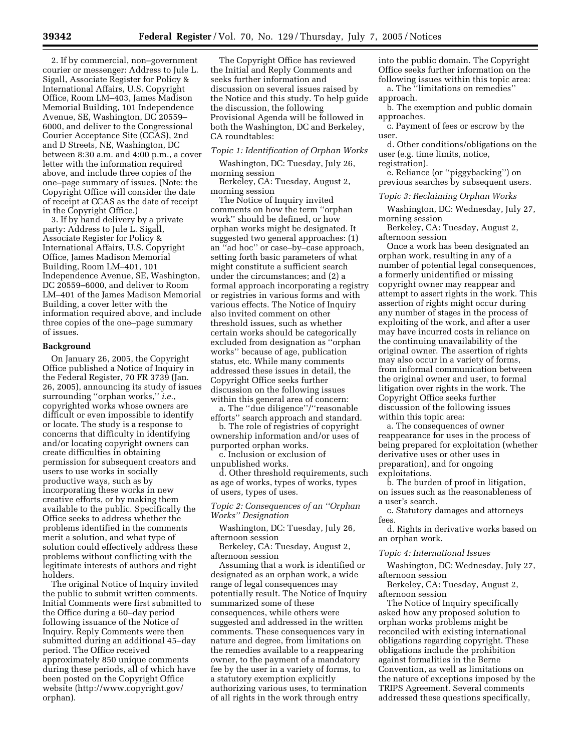2. If by commercial, non–government courier or messenger: Address to Jule L. Sigall, Associate Register for Policy & International Affairs, U.S. Copyright Office, Room LM–403, James Madison Memorial Building, 101 Independence Avenue, SE, Washington, DC 20559–6000, and deliver to the Congressional Courier Acceptance Site (CCAS), 2nd and D Streets, NE, Washington, DC between 8:30 a.m. and 4:00 p.m., a cover letter with the information required above, and include three copies of the one–page summary of issues. (Note: the Copyright Office will consider the date of receipt at CCAS as the date of receipt in the Copyright Office.)

3. If by hand delivery by a private party: Address to Jule L. Sigall, Associate Register for Policy & International Affairs, U.S. Copyright Office, James Madison Memorial Building, Room LM–401, 101 Independence Avenue, SE, Washington, DC 20559–6000, and deliver to Room LM–401 of the James Madison Memorial Building, a cover letter with the information required above, and include three copies of the one–page summary of issues.

## Background

On January 26, 2005, the Copyright Office published a Notice of Inquiry in the Federal Register, 70 FR 3739 (Jan. 26, 2005), announcing its study of issues surrounding ''orphan works,'' *i.e.*, copyrighted works whose owners are difficult or even impossible to identify or locate. The study is a response to concerns that difficulty in identifying and/or locating copyright owners can create difficulties in obtaining permission for subsequent creators and users to use works in socially productive ways, such as by incorporating these works in new creative efforts, or by making them available to the public. Specifically the Office seeks to address whether the problems identified in the comments merit a solution, and what type of solution could effectively address these problems without conflicting with the legitimate interests of authors and right holders.

The original Notice of Inquiry invited the public to submit written comments. Initial Comments were first submitted to the Office during a 60–day period following issuance of the Notice of Inquiry. Reply Comments were then submitted during an additional 45–day period. The Office received approximately 850 unique comments during these periods, all of which have been posted on the Copyright Office website (http://www.copyright.gov/orphan).

The Copyright Office has reviewed the Initial and Reply Comments and seeks further information and discussion on several issues raised by the Notice and this study. To help guide the discussion, the following Provisional Agenda will be followed in both the Washington, DC and Berkeley, CA roundtables:

### *Topic 1: Identification of Orphan Works*

Washington, DC: Tuesday, July 26, morning session

Berkeley, CA: Tuesday, August 2, morning session

The Notice of Inquiry invited comments on how the term ''orphan work'' should be defined, or how orphan works might be designated. It suggested two general approaches: (1) an ''ad hoc'' or case–by–case approach, setting forth basic parameters of what might constitute a sufficient search under the circumstances; and (2) a formal approach incorporating a registry or registries in various forms and with various effects. The Notice of Inquiry also invited comment on other threshold issues, such as whether certain works should be categorically excluded from designation as ''orphan works'' because of age, publication status, etc. While many comments addressed these issues in detail, the Copyright Office seeks further discussion on the following issues within this general area of concern:

a. The ''due diligence''/''reasonable efforts'' search approach and standard.

b. The role of registries of copyright ownership information and/or uses of purported orphan works.

c. Inclusion or exclusion of unpublished works.

d. Other threshold requirements, such as age of works, types of works, types of users, types of uses.

### *Topic 2: Consequences of an ''Orphan Works'' Designation*

Washington, DC: Tuesday, July 26, afternoon session

Berkeley, CA: Tuesday, August 2, afternoon session

Assuming that a work is identified or designated as an orphan work, a wide range of legal consequences may potentially result. The Notice of Inquiry summarized some of these consequences, while others were suggested and addressed in the written comments. These consequences vary in nature and degree, from limitations on the remedies available to a reappearing owner, to the payment of a mandatory fee by the user in a variety of forms, to a statutory exemption explicitly authorizing various uses, to termination of all rights in the work through entry into the public domain. The Copyright Office seeks further information on the following issues within this topic area:

a. The ''limitations on remedies'' approach.

b. The exemption and public domain approaches.

c. Payment of fees or escrow by the user.

d. Other conditions/obligations on the user (e.g. time limits, notice, registration).

e. Reliance (or ''piggybacking'') on previous searches by subsequent users.

### *Topic 3: Reclaiming Orphan Works*

Washington, DC: Wednesday, July 27, morning session

Berkeley, CA: Tuesday, August 2, afternoon session

Once a work has been designated an orphan work, resulting in any of a number of potential legal consequences, a formerly unidentified or missing copyright owner may reappear and attempt to assert rights in the work. This assertion of rights might occur during any number of stages in the process of exploiting of the work, and after a user may have incurred costs in reliance on the continuing unavailability of the original owner. The assertion of rights may also occur in a variety of forms, from informal communication between the original owner and user, to formal litigation over rights in the work. The Copyright Office seeks further discussion of the following issues within this topic area:

a. The consequences of owner reappearance for uses in the process of being prepared for exploitation (whether derivative uses or other uses in preparation), and for ongoing exploitations.

b. The burden of proof in litigation, on issues such as the reasonableness of a user's search.

c. Statutory damages and attorneys fees.

d. Rights in derivative works based on an orphan work.

### *Topic 4: International Issues*

Washington, DC: Wednesday, July 27, afternoon session

Berkeley, CA: Tuesday, August 2, afternoon session

The Notice of Inquiry specifically asked how any proposed solution to orphan works problems might be reconciled with existing international obligations regarding copyright. These obligations include the prohibition against formalities in the Berne Convention, as well as limitations on the nature of exceptions imposed by the TRIPS Agreement. Several comments addressed these questions specifically,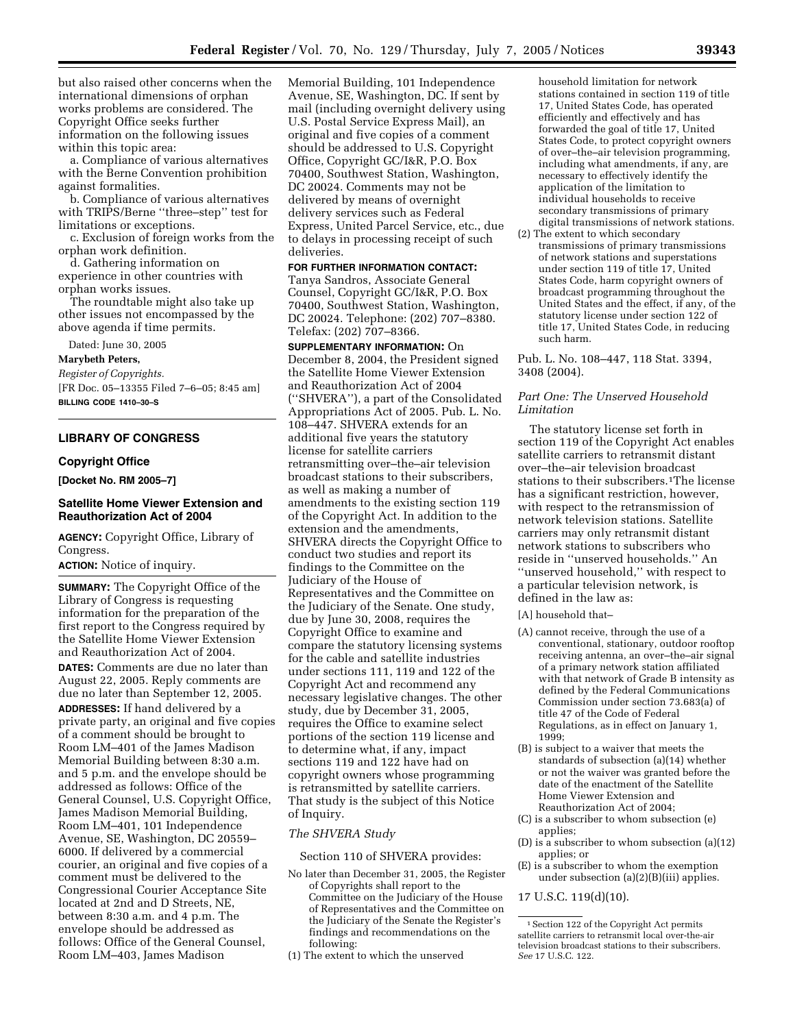but also raised other concerns when the international dimensions of orphan works problems are considered. The Copyright Office seeks further information on the following issues within this topic area:

a. Compliance of various alternatives with the Berne Convention prohibition against formalities.

b. Compliance of various alternatives with TRIPS/Berne ''three–step'' test for limitations or exceptions.

c. Exclusion of foreign works from the orphan work definition.

d. Gathering information on experience in other countries with orphan works issues.

The roundtable might also take up other issues not encompassed by the above agenda if time permits.

Dated: June 30, 2005

**Marybeth Peters,**

*Register of Copyrights.*

[FR Doc. 05–13355 Filed 7–6–05; 8:45 am]

**BILLING CODE 1410–30–S**

## LIBRARY OF CONGRESS

### Copyright Office

**[Docket No. RM 2005–7]**

### Satellite Home Viewer Extension and Reauthorization Act of 2004

**AGENCY:** Copyright Office, Library of Congress.

**ACTION:** Notice of inquiry.

**SUMMARY:** The Copyright Office of the Library of Congress is requesting information for the preparation of the first report to the Congress required by the Satellite Home Viewer Extension and Reauthorization Act of 2004.

**DATES:** Comments are due no later than August 22, 2005. Reply comments are due no later than September 12, 2005.

**ADDRESSES:** If hand delivered by a private party, an original and five copies of a comment should be brought to Room LM–401 of the James Madison Memorial Building between 8:30 a.m. and 5 p.m. and the envelope should be addressed as follows: Office of the General Counsel, U.S. Copyright Office, James Madison Memorial Building, Room LM–401, 101 Independence Avenue, SE, Washington, DC 20559–6000. If delivered by a commercial courier, an original and five copies of a comment must be delivered to the Congressional Courier Acceptance Site located at 2nd and D Streets, NE, between 8:30 a.m. and 4 p.m. The envelope should be addressed as follows: Office of the General Counsel, Room LM–403, James Madison Memorial Building, 101 Independence Avenue, SE, Washington, DC. If sent by mail (including overnight delivery using U.S. Postal Service Express Mail), an original and five copies of a comment should be addressed to U.S. Copyright Office, Copyright GC/I&R, P.O. Box 70400, Southwest Station, Washington, DC 20024. Comments may not be delivered by means of overnight delivery services such as Federal Express, United Parcel Service, etc., due to delays in processing receipt of such deliveries.

**FOR FURTHER INFORMATION CONTACT:** Tanya Sandros, Associate General Counsel, Copyright GC/I&R, P.O. Box 70400, Southwest Station, Washington, DC 20024. Telephone: (202) 707–8380. Telefax: (202) 707–8366.

**SUPPLEMENTARY INFORMATION:** On December 8, 2004, the President signed the Satellite Home Viewer Extension and Reauthorization Act of 2004 (''SHVERA''), a part of the Consolidated Appropriations Act of 2005. Pub. L. No. 108–447. SHVERA extends for an additional five years the statutory license for satellite carriers retransmitting over–the–air television broadcast stations to their subscribers, as well as making a number of amendments to the existing section 119 of the Copyright Act. In addition to the extension and the amendments, SHVERA directs the Copyright Office to conduct two studies and report its findings to the Committee on the Judiciary of the House of Representatives and the Committee on the Judiciary of the Senate. One study, due by June 30, 2008, requires the Copyright Office to examine and compare the statutory licensing systems for the cable and satellite industries under sections 111, 119 and 122 of the Copyright Act and recommend any necessary legislative changes. The other study, due by December 31, 2005, requires the Office to examine select portions of the section 119 license and to determine what, if any, impact sections 119 and 122 have had on copyright owners whose programming is retransmitted by satellite carriers. That study is the subject of this Notice of Inquiry.

*The SHVERA Study*

Section 110 of SHVERA provides:

No later than December 31, 2005, the Register of Copyrights shall report to the Committee on the Judiciary of the House of Representatives and the Committee on the Judiciary of the Senate the Register's findings and recommendations on the following:

(1) The extent to which the unserved household limitation for network stations contained in section 119 of title 17, United States Code, has operated efficiently and effectively and has forwarded the goal of title 17, United States Code, to protect copyright owners of over–the–air television programming, including what amendments, if any, are necessary to effectively identify the application of the limitation to individual households to receive secondary transmissions of primary digital transmissions of network stations.

(2) The extent to which secondary transmissions of primary transmissions of network stations and superstations under section 119 of title 17, United States Code, harm copyright owners of broadcast programming throughout the United States and the effect, if any, of the statutory license under section 122 of title 17, United States Code, in reducing such harm.

Pub. L. No. 108–447, 118 Stat. 3394, 3408 (2004).

*Part One: The Unserved Household Limitation*

The statutory license set forth in section 119 of the Copyright Act enables satellite carriers to retransmit distant over–the–air television broadcast stations to their subscribers.[1] The license has a significant restriction, however, with respect to the retransmission of network television stations. Satellite carriers may only retransmit distant network stations to subscribers who reside in ''unserved households.'' An ''unserved household,'' with respect to a particular television network, is defined in the law as:

[A] household that–

(A) cannot receive, through the use of a conventional, stationary, outdoor rooftop receiving antenna, an over–the–air signal of a primary network station affiliated with that network of Grade B intensity as defined by the Federal Communications Commission under section 73.683(a) of title 47 of the Code of Federal Regulations, as in effect on January 1, 1999;

(B) is subject to a waiver that meets the standards of subsection (a)(14) whether or not the waiver was granted before the date of the enactment of the Satellite Home Viewer Extension and Reauthorization Act of 2004;

(C) is a subscriber to whom subsection (e) applies;

(D) is a subscriber to whom subsection (a)(12) applies; or

(E) is a subscriber to whom the exemption under subsection (a)(2)(B)(iii) applies.

17 U.S.C. 119(d)(10).

[1] Section 122 of the Copyright Act permits satellite carriers to retransmit local over-the-air television broadcast stations to their subscribers. *See* 17 U.S.C. 122.